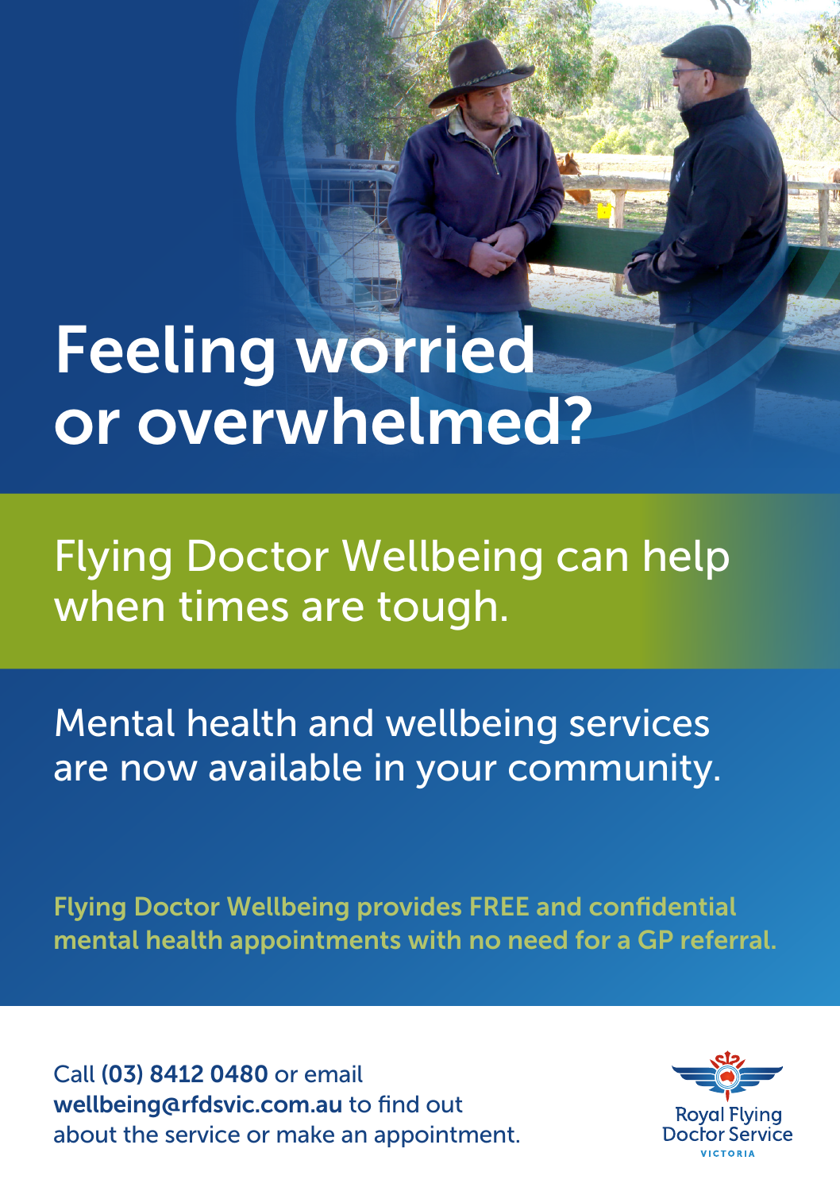# Feeling worried or overwhelmed?

## Flying Doctor Wellbeing can help when times are tough.

Mental health and wellbeing services are now available in your community.

**Flying Doctor Wellbeing provides FREE and confidential mental health appointments with no need for a GP referral.**

Call **(03) 8412 0480** or email **wellbeing@rfdsvic.com.au** to find out about the service or make an appointment.

Royal Flying Doctor Service
VICTORIA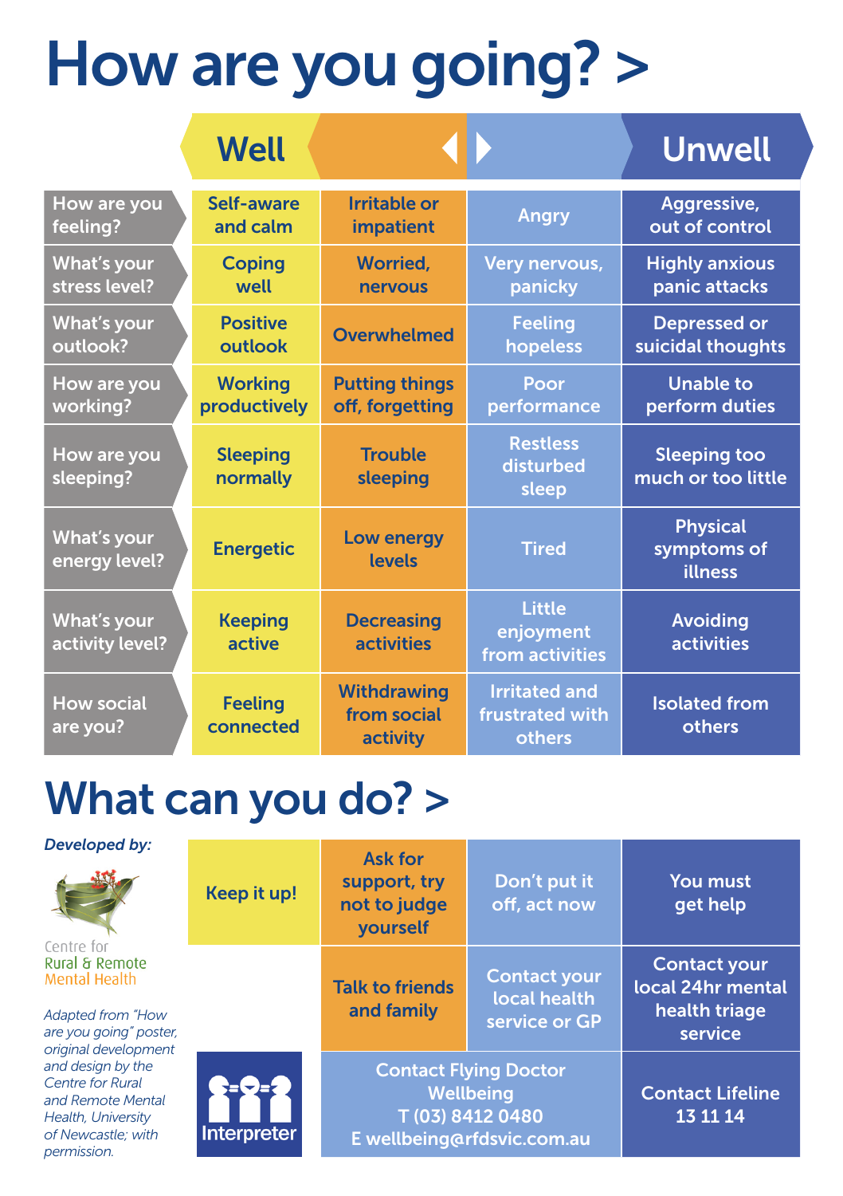# How are you going? >

| | Well | | | Unwell |
|---|---|---|---|---|
| How are you feeling? | Self-aware and calm | Irritable or impatient | Angry | Aggressive, out of control |
| What's your stress level? | Coping well | Worried, nervous | Very nervous, panicky | Highly anxious panic attacks |
| What's your outlook? | Positive outlook | Overwhelmed | Feeling hopeless | Depressed or suicidal thoughts |
| How are you working? | Working productively | Putting things off, forgetting | Poor performance | Unable to perform duties |
| How are you sleeping? | Sleeping normally | Trouble sleeping | Restless disturbed sleep | Sleeping too much or too little |
| What's your energy level? | Energetic | Low energy levels | Tired | Physical symptoms of illness |
| What's your activity level? | Keeping active | Decreasing activities | Little enjoyment from activities | Avoiding activities |
| How social are you? | Feeling connected | Withdrawing from social activity | Irritated and frustrated with others | Isolated from others |

# What can you do? >

| | | | |
|---|---|---|---|
| Keep it up! | Ask for support, try not to judge yourself | Don't put it off, act now | You must get help |
| | Talk to friends and family | Contact your local health service or GP | Contact your local 24hr mental health triage service |
| Interpreter | Contact Flying Doctor Wellbeing T (03) 8412 0480 E wellbeing@rfdsvic.com.au | | Contact Lifeline 13 11 14 |

***Developed by:***

Centre for Rural & Remote Mental Health

*Adapted from "How are you going" poster, original development and design by the Centre for Rural and Remote Mental Health, University of Newcastle; with permission.*